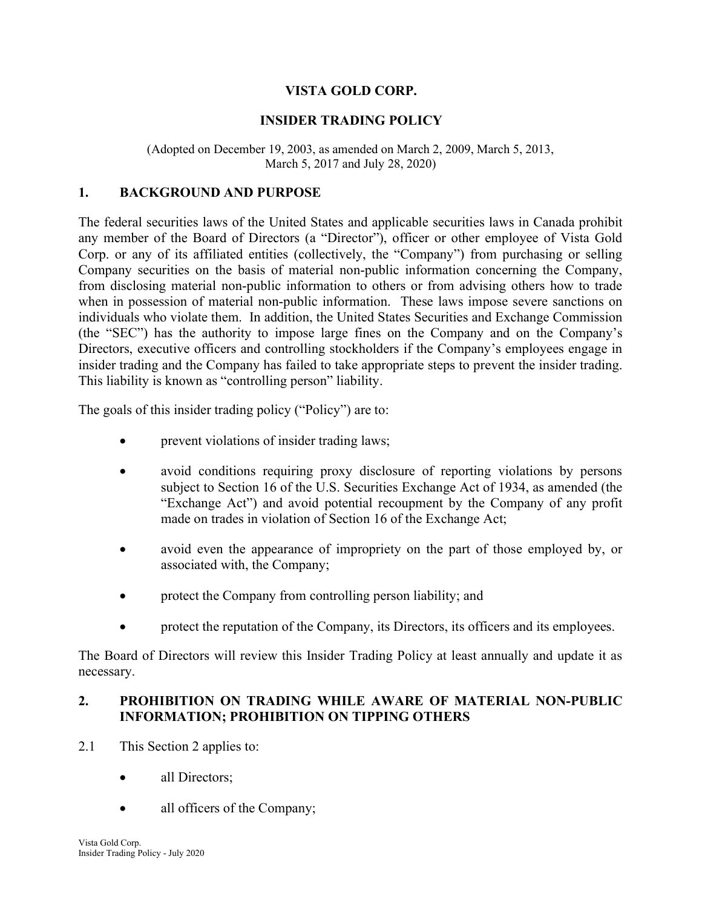# VISTA GOLD CORP.

## INSIDER TRADING POLICY

(Adopted on December 19, 2003, as amended on March 2, 2009, March 5, 2013, March 5, 2017 and July 28, 2020)

## 1. BACKGROUND AND PURPOSE

The federal securities laws of the United States and applicable securities laws in Canada prohibit any member of the Board of Directors (a "Director"), officer or other employee of Vista Gold Corp. or any of its affiliated entities (collectively, the "Company") from purchasing or selling Company securities on the basis of material non-public information concerning the Company, from disclosing material non-public information to others or from advising others how to trade when in possession of material non-public information. These laws impose severe sanctions on individuals who violate them. In addition, the United States Securities and Exchange Commission (the "SEC") has the authority to impose large fines on the Company and on the Company's Directors, executive officers and controlling stockholders if the Company's employees engage in insider trading and the Company has failed to take appropriate steps to prevent the insider trading. This liability is known as "controlling person" liability.

The goals of this insider trading policy ("Policy") are to:

- prevent violations of insider trading laws;
- avoid conditions requiring proxy disclosure of reporting violations by persons subject to Section 16 of the U.S. Securities Exchange Act of 1934, as amended (the "Exchange Act") and avoid potential recoupment by the Company of any profit made on trades in violation of Section 16 of the Exchange Act;
- avoid even the appearance of impropriety on the part of those employed by, or associated with, the Company;
- protect the Company from controlling person liability; and
- protect the reputation of the Company, its Directors, its officers and its employees.

The Board of Directors will review this Insider Trading Policy at least annually and update it as necessary.

## 2. PROHIBITION ON TRADING WHILE AWARE OF MATERIAL NON-PUBLIC INFORMATION; PROHIBITION ON TIPPING OTHERS

2.1 This Section 2 applies to:

- all Directors;
- all officers of the Company;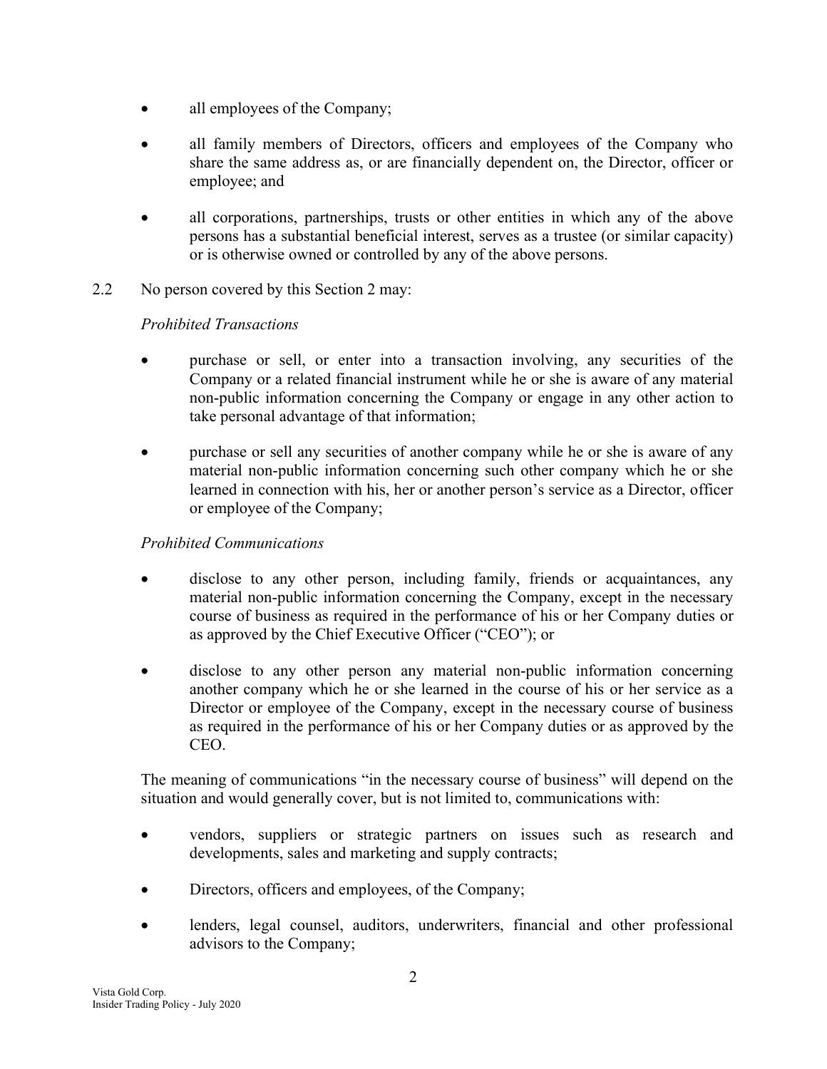- all employees of the Company;
- all family members of Directors, officers and employees of the Company who share the same address as, or are financially dependent on, the Director, officer or employee; and
- all corporations, partnerships, trusts or other entities in which any of the above persons has a substantial beneficial interest, serves as a trustee (or similar capacity) or is otherwise owned or controlled by any of the above persons.

2.2 No person covered by this Section 2 may:

*Prohibited Transactions*

- purchase or sell, or enter into a transaction involving, any securities of the Company or a related financial instrument while he or she is aware of any material non-public information concerning the Company or engage in any other action to take personal advantage of that information;
- purchase or sell any securities of another company while he or she is aware of any material non-public information concerning such other company which he or she learned in connection with his, her or another person's service as a Director, officer or employee of the Company;

*Prohibited Communications*

- disclose to any other person, including family, friends or acquaintances, any material non-public information concerning the Company, except in the necessary course of business as required in the performance of his or her Company duties or as approved by the Chief Executive Officer ("CEO"); or
- disclose to any other person any material non-public information concerning another company which he or she learned in the course of his or her service as a Director or employee of the Company, except in the necessary course of business as required in the performance of his or her Company duties or as approved by the CEO.

The meaning of communications "in the necessary course of business" will depend on the situation and would generally cover, but is not limited to, communications with:

- vendors, suppliers or strategic partners on issues such as research and developments, sales and marketing and supply contracts;
- Directors, officers and employees, of the Company;
- lenders, legal counsel, auditors, underwriters, financial and other professional advisors to the Company;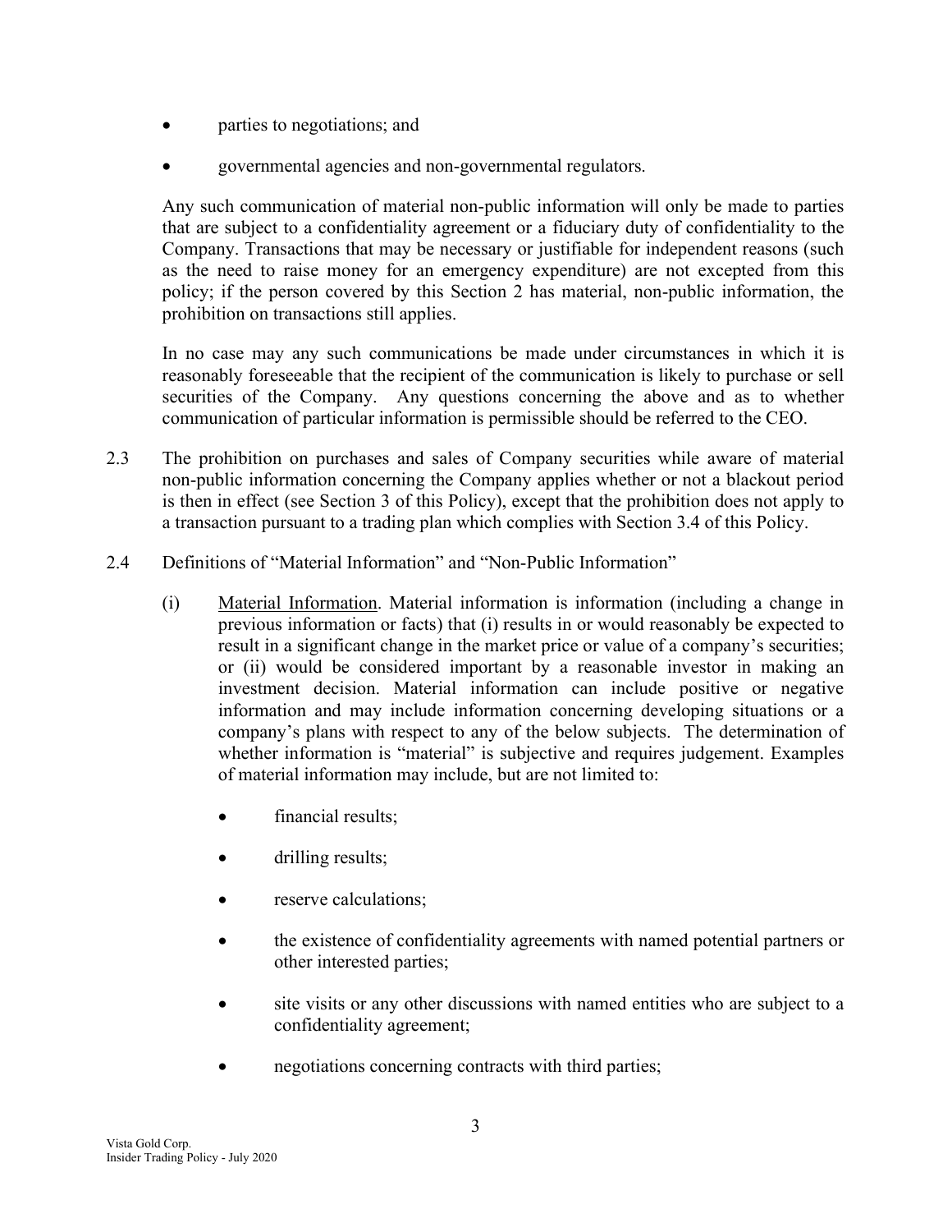- parties to negotiations; and
- governmental agencies and non-governmental regulators.

Any such communication of material non-public information will only be made to parties that are subject to a confidentiality agreement or a fiduciary duty of confidentiality to the Company. Transactions that may be necessary or justifiable for independent reasons (such as the need to raise money for an emergency expenditure) are not excepted from this policy; if the person covered by this Section 2 has material, non-public information, the prohibition on transactions still applies.

In no case may any such communications be made under circumstances in which it is reasonably foreseeable that the recipient of the communication is likely to purchase or sell securities of the Company. Any questions concerning the above and as to whether communication of particular information is permissible should be referred to the CEO.

2.3 The prohibition on purchases and sales of Company securities while aware of material non-public information concerning the Company applies whether or not a blackout period is then in effect (see Section 3 of this Policy), except that the prohibition does not apply to a transaction pursuant to a trading plan which complies with Section 3.4 of this Policy.

2.4 Definitions of "Material Information" and "Non-Public Information"

(i) Material Information. Material information is information (including a change in previous information or facts) that (i) results in or would reasonably be expected to result in a significant change in the market price or value of a company's securities; or (ii) would be considered important by a reasonable investor in making an investment decision. Material information can include positive or negative information and may include information concerning developing situations or a company's plans with respect to any of the below subjects. The determination of whether information is "material" is subjective and requires judgement. Examples of material information may include, but are not limited to:

- financial results;
- drilling results;
- reserve calculations;
- the existence of confidentiality agreements with named potential partners or other interested parties;
- site visits or any other discussions with named entities who are subject to a confidentiality agreement;
- negotiations concerning contracts with third parties;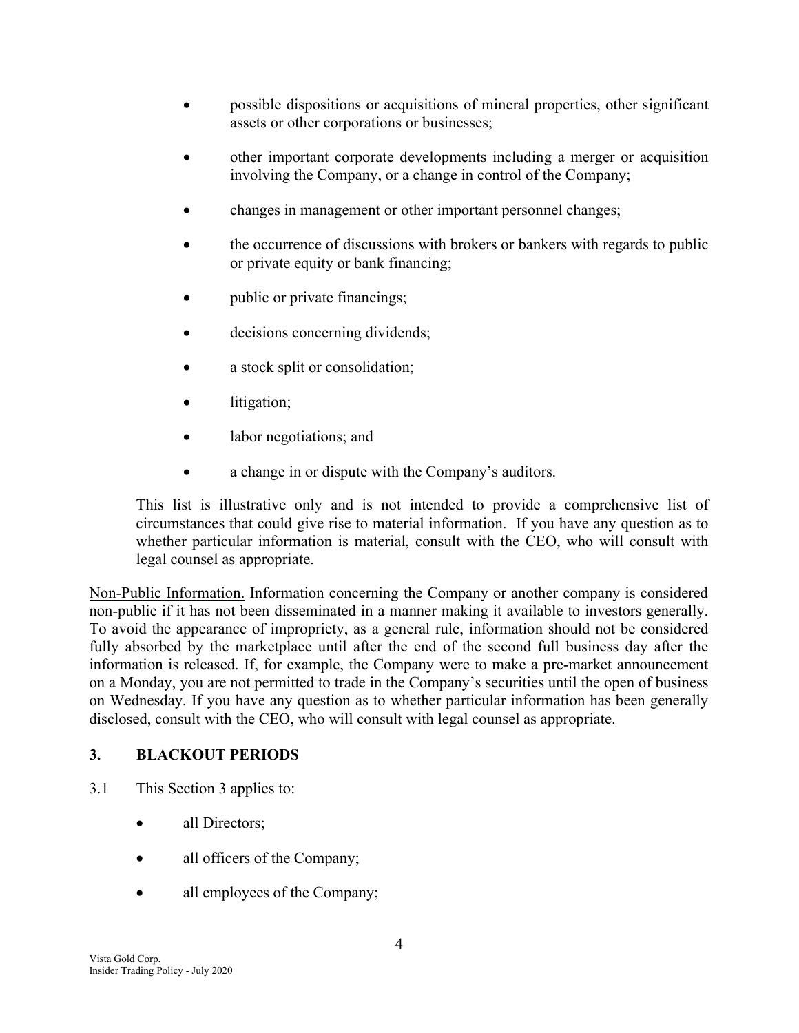- possible dispositions or acquisitions of mineral properties, other significant assets or other corporations or businesses;
- other important corporate developments including a merger or acquisition involving the Company, or a change in control of the Company;
- changes in management or other important personnel changes;
- the occurrence of discussions with brokers or bankers with regards to public or private equity or bank financing;
- public or private financings;
- decisions concerning dividends;
- a stock split or consolidation;
- litigation;
- labor negotiations; and
- a change in or dispute with the Company's auditors.

This list is illustrative only and is not intended to provide a comprehensive list of circumstances that could give rise to material information. If you have any question as to whether particular information is material, consult with the CEO, who will consult with legal counsel as appropriate.

Non-Public Information. Information concerning the Company or another company is considered non-public if it has not been disseminated in a manner making it available to investors generally. To avoid the appearance of impropriety, as a general rule, information should not be considered fully absorbed by the marketplace until after the end of the second full business day after the information is released. If, for example, the Company were to make a pre-market announcement on a Monday, you are not permitted to trade in the Company's securities until the open of business on Wednesday. If you have any question as to whether particular information has been generally disclosed, consult with the CEO, who will consult with legal counsel as appropriate.

## 3. BLACKOUT PERIODS

3.1 This Section 3 applies to:

- all Directors;
- all officers of the Company;
- all employees of the Company;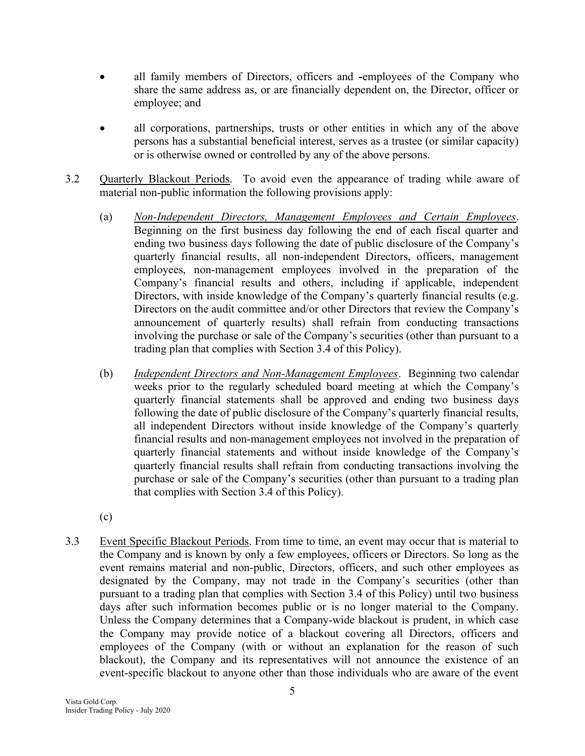- all family members of Directors, officers and -employees of the Company who share the same address as, or are financially dependent on, the Director, officer or employee; and
- all corporations, partnerships, trusts or other entities in which any of the above persons has a substantial beneficial interest, serves as a trustee (or similar capacity) or is otherwise owned or controlled by any of the above persons.

3.2 Quarterly Blackout Periods. To avoid even the appearance of trading while aware of material non-public information the following provisions apply:

(a) *Non-Independent Directors, Management Employees and Certain Employees*. Beginning on the first business day following the end of each fiscal quarter and ending two business days following the date of public disclosure of the Company's quarterly financial results, all non-independent Directors, officers, management employees, non-management employees involved in the preparation of the Company's financial results and others, including if applicable, independent Directors, with inside knowledge of the Company's quarterly financial results (e.g. Directors on the audit committee and/or other Directors that review the Company's announcement of quarterly results) shall refrain from conducting transactions involving the purchase or sale of the Company's securities (other than pursuant to a trading plan that complies with Section 3.4 of this Policy).

(b) *Independent Directors and Non-Management Employees*. Beginning two calendar weeks prior to the regularly scheduled board meeting at which the Company's quarterly financial statements shall be approved and ending two business days following the date of public disclosure of the Company's quarterly financial results, all independent Directors without inside knowledge of the Company's quarterly financial results and non-management employees not involved in the preparation of quarterly financial statements and without inside knowledge of the Company's quarterly financial results shall refrain from conducting transactions involving the purchase or sale of the Company's securities (other than pursuant to a trading plan that complies with Section 3.4 of this Policy).

(c)

3.3 Event Specific Blackout Periods. From time to time, an event may occur that is material to the Company and is known by only a few employees, officers or Directors. So long as the event remains material and non-public, Directors, officers, and such other employees as designated by the Company, may not trade in the Company's securities (other than pursuant to a trading plan that complies with Section 3.4 of this Policy) until two business days after such information becomes public or is no longer material to the Company. Unless the Company determines that a Company-wide blackout is prudent, in which case the Company may provide notice of a blackout covering all Directors, officers and employees of the Company (with or without an explanation for the reason of such blackout), the Company and its representatives will not announce the existence of an event-specific blackout to anyone other than those individuals who are aware of the event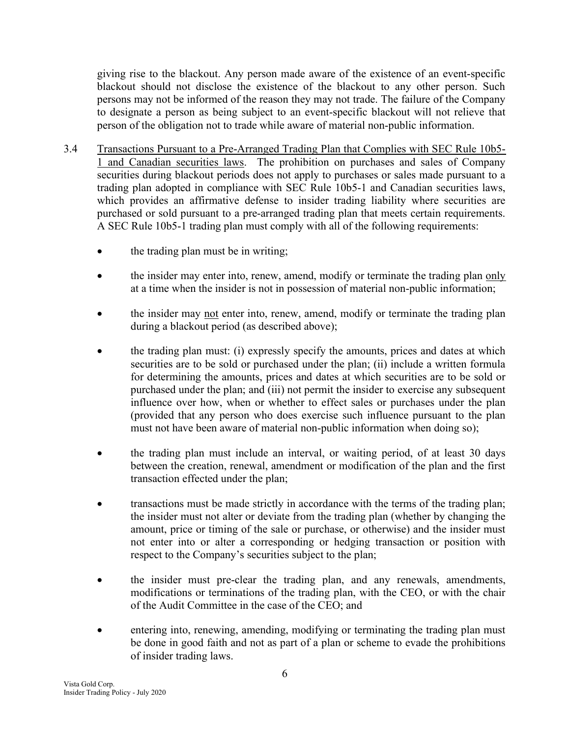giving rise to the blackout. Any person made aware of the existence of an event-specific blackout should not disclose the existence of the blackout to any other person. Such persons may not be informed of the reason they may not trade. The failure of the Company to designate a person as being subject to an event-specific blackout will not relieve that person of the obligation not to trade while aware of material non-public information.

3.4 Transactions Pursuant to a Pre-Arranged Trading Plan that Complies with SEC Rule 10b5-1 and Canadian securities laws. The prohibition on purchases and sales of Company securities during blackout periods does not apply to purchases or sales made pursuant to a trading plan adopted in compliance with SEC Rule 10b5-1 and Canadian securities laws, which provides an affirmative defense to insider trading liability where securities are purchased or sold pursuant to a pre-arranged trading plan that meets certain requirements. A SEC Rule 10b5-1 trading plan must comply with all of the following requirements:

- the trading plan must be in writing;
- the insider may enter into, renew, amend, modify or terminate the trading plan only at a time when the insider is not in possession of material non-public information;
- the insider may not enter into, renew, amend, modify or terminate the trading plan during a blackout period (as described above);
- the trading plan must: (i) expressly specify the amounts, prices and dates at which securities are to be sold or purchased under the plan; (ii) include a written formula for determining the amounts, prices and dates at which securities are to be sold or purchased under the plan; and (iii) not permit the insider to exercise any subsequent influence over how, when or whether to effect sales or purchases under the plan (provided that any person who does exercise such influence pursuant to the plan must not have been aware of material non-public information when doing so);
- the trading plan must include an interval, or waiting period, of at least 30 days between the creation, renewal, amendment or modification of the plan and the first transaction effected under the plan;
- transactions must be made strictly in accordance with the terms of the trading plan; the insider must not alter or deviate from the trading plan (whether by changing the amount, price or timing of the sale or purchase, or otherwise) and the insider must not enter into or alter a corresponding or hedging transaction or position with respect to the Company's securities subject to the plan;
- the insider must pre-clear the trading plan, and any renewals, amendments, modifications or terminations of the trading plan, with the CEO, or with the chair of the Audit Committee in the case of the CEO; and
- entering into, renewing, amending, modifying or terminating the trading plan must be done in good faith and not as part of a plan or scheme to evade the prohibitions of insider trading laws.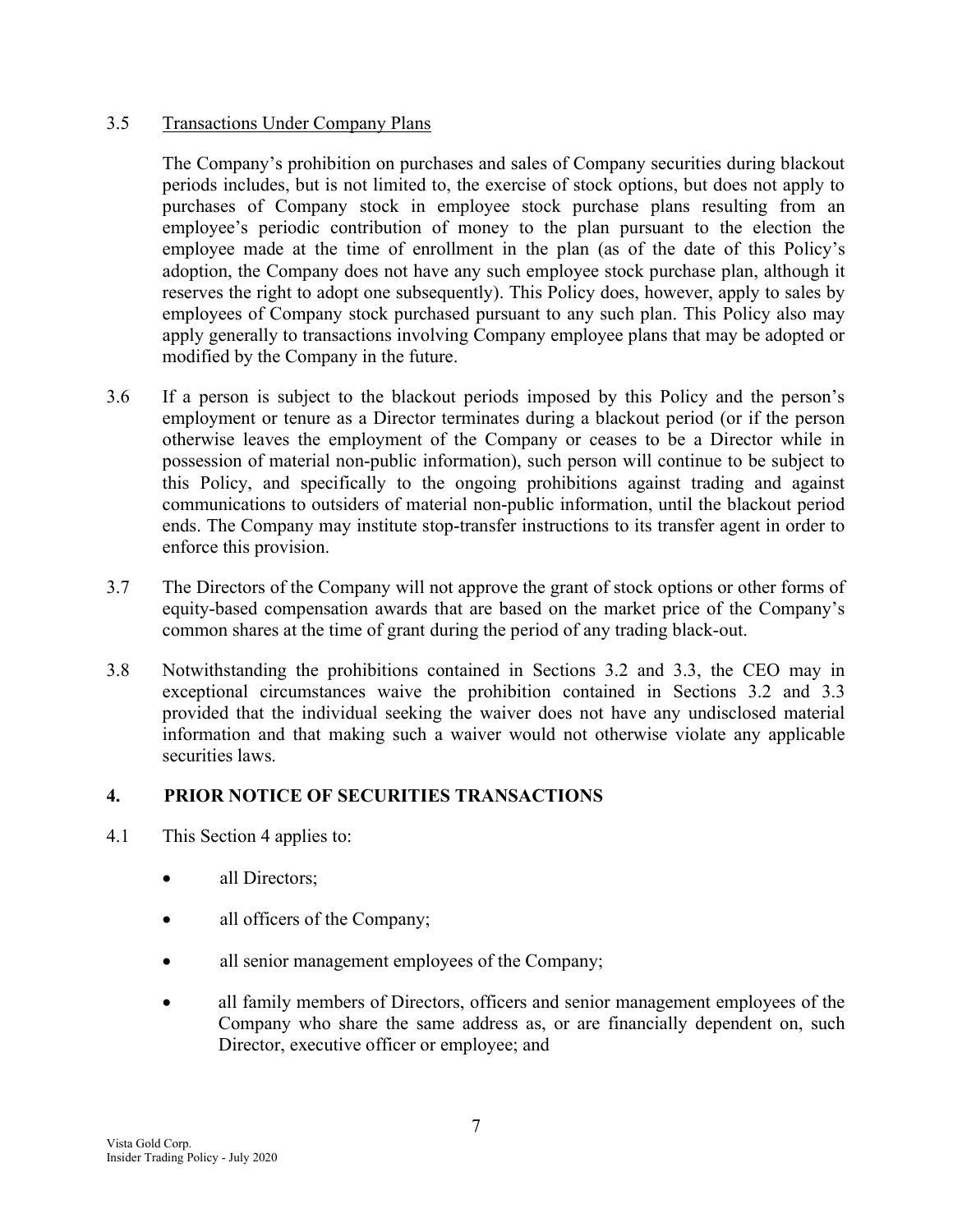3.5 Transactions Under Company Plans

The Company's prohibition on purchases and sales of Company securities during blackout periods includes, but is not limited to, the exercise of stock options, but does not apply to purchases of Company stock in employee stock purchase plans resulting from an employee's periodic contribution of money to the plan pursuant to the election the employee made at the time of enrollment in the plan (as of the date of this Policy's adoption, the Company does not have any such employee stock purchase plan, although it reserves the right to adopt one subsequently). This Policy does, however, apply to sales by employees of Company stock purchased pursuant to any such plan. This Policy also may apply generally to transactions involving Company employee plans that may be adopted or modified by the Company in the future.

3.6 If a person is subject to the blackout periods imposed by this Policy and the person's employment or tenure as a Director terminates during a blackout period (or if the person otherwise leaves the employment of the Company or ceases to be a Director while in possession of material non-public information), such person will continue to be subject to this Policy, and specifically to the ongoing prohibitions against trading and against communications to outsiders of material non-public information, until the blackout period ends. The Company may institute stop-transfer instructions to its transfer agent in order to enforce this provision.

3.7 The Directors of the Company will not approve the grant of stock options or other forms of equity-based compensation awards that are based on the market price of the Company's common shares at the time of grant during the period of any trading black-out.

3.8 Notwithstanding the prohibitions contained in Sections 3.2 and 3.3, the CEO may in exceptional circumstances waive the prohibition contained in Sections 3.2 and 3.3 provided that the individual seeking the waiver does not have any undisclosed material information and that making such a waiver would not otherwise violate any applicable securities laws.

## 4. PRIOR NOTICE OF SECURITIES TRANSACTIONS

4.1 This Section 4 applies to:

- all Directors;
- all officers of the Company;
- all senior management employees of the Company;
- all family members of Directors, officers and senior management employees of the Company who share the same address as, or are financially dependent on, such Director, executive officer or employee; and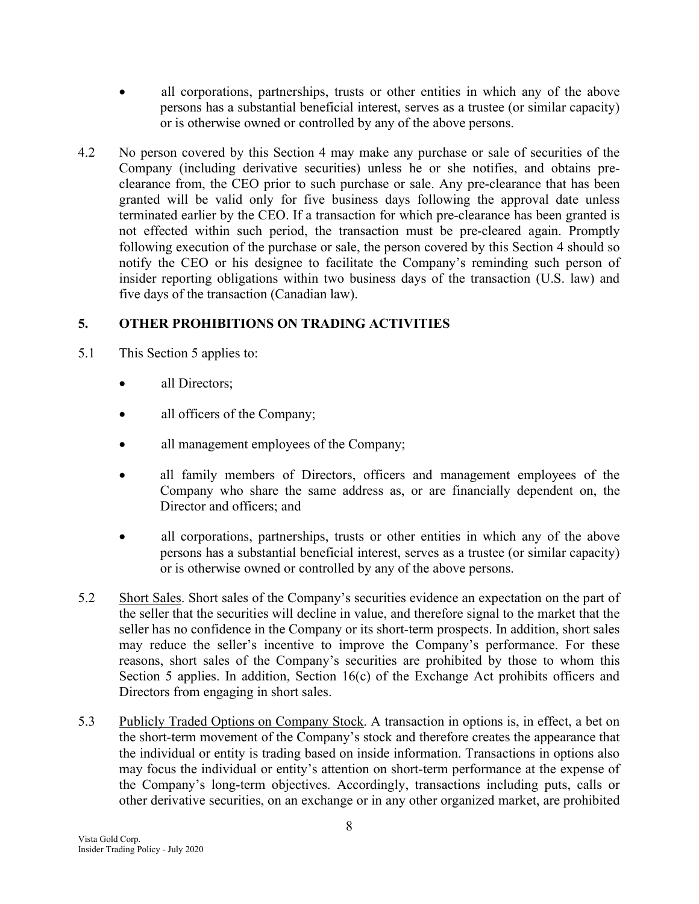- all corporations, partnerships, trusts or other entities in which any of the above persons has a substantial beneficial interest, serves as a trustee (or similar capacity) or is otherwise owned or controlled by any of the above persons.

4.2 No person covered by this Section 4 may make any purchase or sale of securities of the Company (including derivative securities) unless he or she notifies, and obtains pre-clearance from, the CEO prior to such purchase or sale. Any pre-clearance that has been granted will be valid only for five business days following the approval date unless terminated earlier by the CEO. If a transaction for which pre-clearance has been granted is not effected within such period, the transaction must be pre-cleared again. Promptly following execution of the purchase or sale, the person covered by this Section 4 should so notify the CEO or his designee to facilitate the Company's reminding such person of insider reporting obligations within two business days of the transaction (U.S. law) and five days of the transaction (Canadian law).

## 5. OTHER PROHIBITIONS ON TRADING ACTIVITIES

5.1 This Section 5 applies to:

- all Directors;
- all officers of the Company;
- all management employees of the Company;
- all family members of Directors, officers and management employees of the Company who share the same address as, or are financially dependent on, the Director and officers; and
- all corporations, partnerships, trusts or other entities in which any of the above persons has a substantial beneficial interest, serves as a trustee (or similar capacity) or is otherwise owned or controlled by any of the above persons.

5.2 Short Sales. Short sales of the Company's securities evidence an expectation on the part of the seller that the securities will decline in value, and therefore signal to the market that the seller has no confidence in the Company or its short-term prospects. In addition, short sales may reduce the seller's incentive to improve the Company's performance. For these reasons, short sales of the Company's securities are prohibited by those to whom this Section 5 applies. In addition, Section 16(c) of the Exchange Act prohibits officers and Directors from engaging in short sales.

5.3 Publicly Traded Options on Company Stock. A transaction in options is, in effect, a bet on the short-term movement of the Company's stock and therefore creates the appearance that the individual or entity is trading based on inside information. Transactions in options also may focus the individual or entity's attention on short-term performance at the expense of the Company's long-term objectives. Accordingly, transactions including puts, calls or other derivative securities, on an exchange or in any other organized market, are prohibited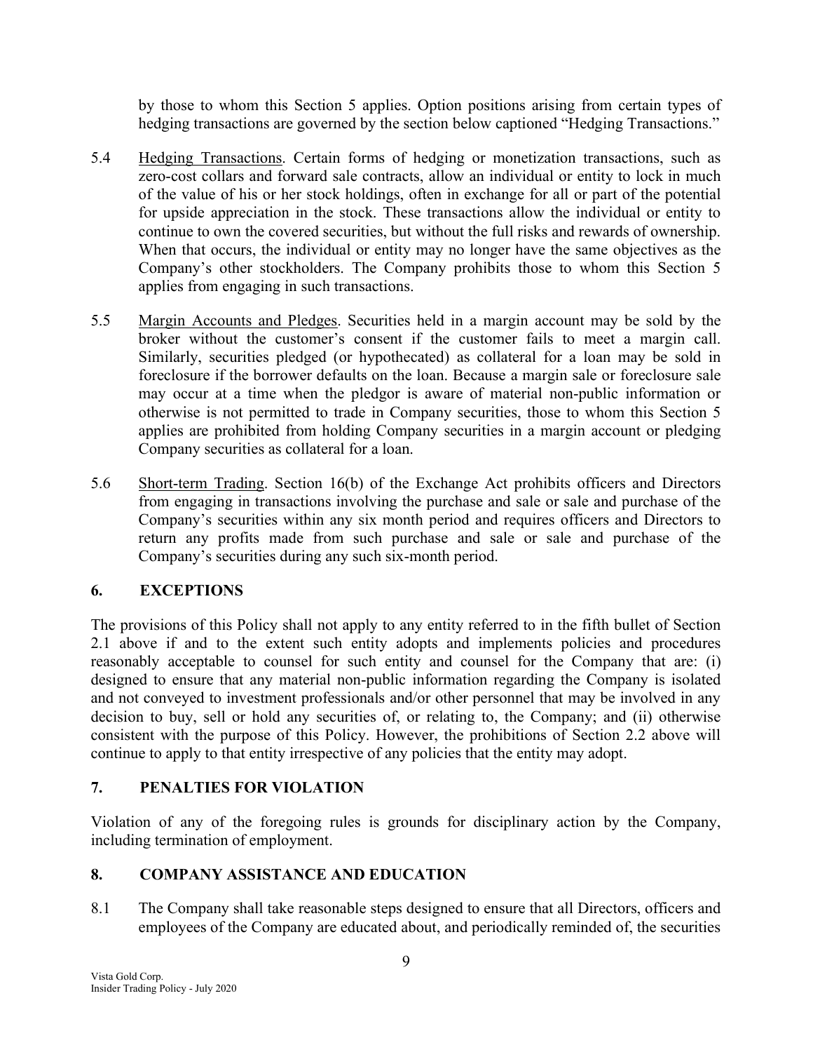by those to whom this Section 5 applies. Option positions arising from certain types of hedging transactions are governed by the section below captioned "Hedging Transactions."

5.4 Hedging Transactions. Certain forms of hedging or monetization transactions, such as zero-cost collars and forward sale contracts, allow an individual or entity to lock in much of the value of his or her stock holdings, often in exchange for all or part of the potential for upside appreciation in the stock. These transactions allow the individual or entity to continue to own the covered securities, but without the full risks and rewards of ownership. When that occurs, the individual or entity may no longer have the same objectives as the Company's other stockholders. The Company prohibits those to whom this Section 5 applies from engaging in such transactions.

5.5 Margin Accounts and Pledges. Securities held in a margin account may be sold by the broker without the customer's consent if the customer fails to meet a margin call. Similarly, securities pledged (or hypothecated) as collateral for a loan may be sold in foreclosure if the borrower defaults on the loan. Because a margin sale or foreclosure sale may occur at a time when the pledgor is aware of material non-public information or otherwise is not permitted to trade in Company securities, those to whom this Section 5 applies are prohibited from holding Company securities in a margin account or pledging Company securities as collateral for a loan.

5.6 Short-term Trading. Section 16(b) of the Exchange Act prohibits officers and Directors from engaging in transactions involving the purchase and sale or sale and purchase of the Company's securities within any six month period and requires officers and Directors to return any profits made from such purchase and sale or sale and purchase of the Company's securities during any such six-month period.

## 6. EXCEPTIONS

The provisions of this Policy shall not apply to any entity referred to in the fifth bullet of Section 2.1 above if and to the extent such entity adopts and implements policies and procedures reasonably acceptable to counsel for such entity and counsel for the Company that are: (i) designed to ensure that any material non-public information regarding the Company is isolated and not conveyed to investment professionals and/or other personnel that may be involved in any decision to buy, sell or hold any securities of, or relating to, the Company; and (ii) otherwise consistent with the purpose of this Policy. However, the prohibitions of Section 2.2 above will continue to apply to that entity irrespective of any policies that the entity may adopt.

## 7. PENALTIES FOR VIOLATION

Violation of any of the foregoing rules is grounds for disciplinary action by the Company, including termination of employment.

## 8. COMPANY ASSISTANCE AND EDUCATION

8.1 The Company shall take reasonable steps designed to ensure that all Directors, officers and employees of the Company are educated about, and periodically reminded of, the securities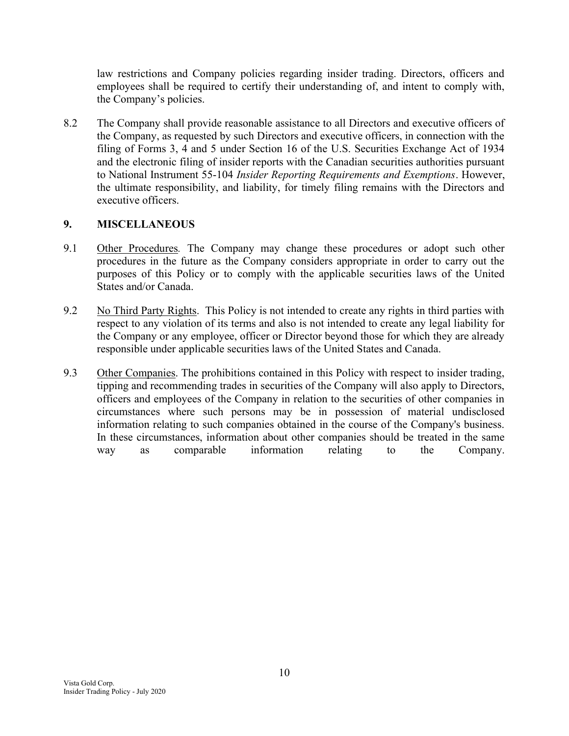law restrictions and Company policies regarding insider trading. Directors, officers and employees shall be required to certify their understanding of, and intent to comply with, the Company's policies.

8.2 The Company shall provide reasonable assistance to all Directors and executive officers of the Company, as requested by such Directors and executive officers, in connection with the filing of Forms 3, 4 and 5 under Section 16 of the U.S. Securities Exchange Act of 1934 and the electronic filing of insider reports with the Canadian securities authorities pursuant to National Instrument 55-104 *Insider Reporting Requirements and Exemptions*. However, the ultimate responsibility, and liability, for timely filing remains with the Directors and executive officers.

## 9. MISCELLANEOUS

9.1 Other Procedures. The Company may change these procedures or adopt such other procedures in the future as the Company considers appropriate in order to carry out the purposes of this Policy or to comply with the applicable securities laws of the United States and/or Canada.

9.2 No Third Party Rights. This Policy is not intended to create any rights in third parties with respect to any violation of its terms and also is not intended to create any legal liability for the Company or any employee, officer or Director beyond those for which they are already responsible under applicable securities laws of the United States and Canada.

9.3 Other Companies. The prohibitions contained in this Policy with respect to insider trading, tipping and recommending trades in securities of the Company will also apply to Directors, officers and employees of the Company in relation to the securities of other companies in circumstances where such persons may be in possession of material undisclosed information relating to such companies obtained in the course of the Company's business. In these circumstances, information about other companies should be treated in the same way as comparable information relating to the Company.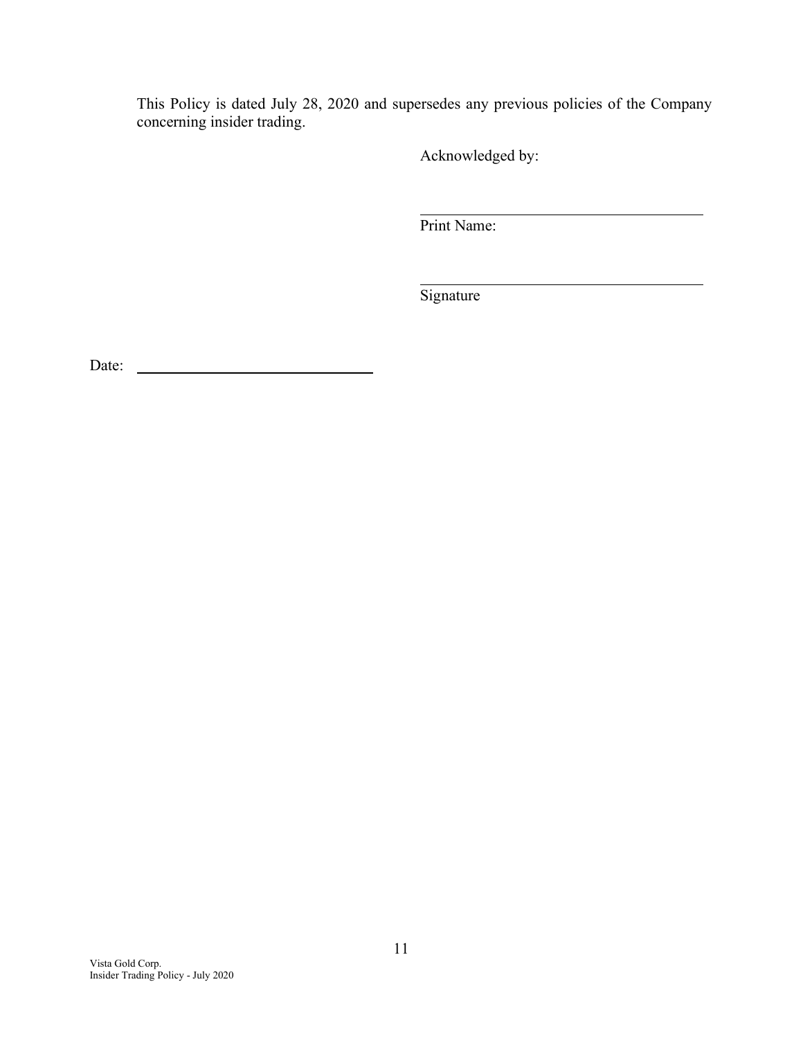This Policy is dated July 28, 2020 and supersedes any previous policies of the Company concerning insider trading.

Acknowledged by:

\_\_\_\_\_\_\_\_\_\_\_\_\_\_\_\_\_\_\_\_\_\_\_\_\_\_\_\_\_\_\_\_\_\_\_\_\_\_\_\_

Print Name:

\_\_\_\_\_\_\_\_\_\_\_\_\_\_\_\_\_\_\_\_\_\_\_\_\_\_\_\_\_\_\_\_\_\_\_\_\_\_\_\_

Signature

Date: \_\_\_\_\_\_\_\_\_\_\_\_\_\_\_\_\_\_\_\_\_\_\_\_\_\_\_\_\_\_\_\_\_\_\_\_